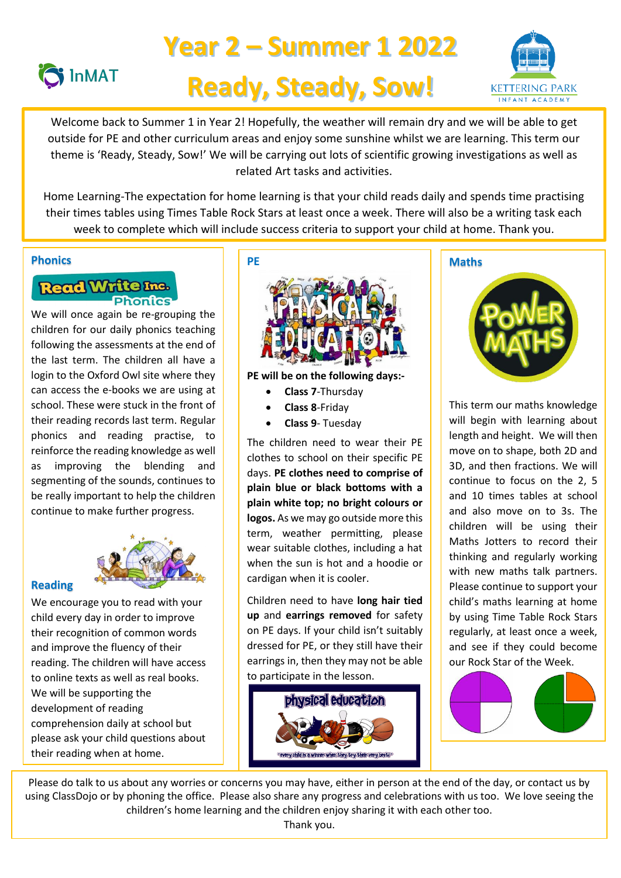# Year 2 – Summer 1 2022

# Ready, Steady, Sow!

Welcome back to Summer 1 in Year 2! Hopefully, the weather will remain dry and we will be able to get outside for PE and other curriculum areas and enjoy some sunshine whilst we are learning. This term our theme is 'Ready, Steady, Sow!' We will be carrying out lots of scientific growing investigations as well as related Art tasks and activities.

Home Learning-The expectation for home learning is that your child reads daily and spends time practising their times tables using Times Table Rock Stars at least once a week. There will also be a writing task each week to complete which will include success criteria to support your child at home. Thank you.

## Phonics

We will once again be re-grouping the children for our daily phonics teaching following the assessments at the end of the last term. The children all have a login to the Oxford Owl site where they can access the e-books we are using at school. These were stuck in the front of their reading records last term. Regular phonics and reading practise, to reinforce the reading knowledge as well as improving the blending and segmenting of the sounds, continues to be really important to help the children continue to make further progress.

## Reading

We encourage you to read with your child every day in order to improve their recognition of common words and improve the fluency of their reading. The children will have access to online texts as well as real books. We will be supporting the development of reading comprehension daily at school but please ask your child questions about their reading when at home.

## PE

**PE will be on the following days:-**

- **Class 7**-Thursday
- **Class 8**-Friday
- **Class 9**- Tuesday

The children need to wear their PE clothes to school on their specific PE days. **PE clothes need to comprise of plain blue or black bottoms with a plain white top; no bright colours or logos.** As we may go outside more this term, weather permitting, please wear suitable clothes, including a hat when the sun is hot and a hoodie or cardigan when it is cooler.

Children need to have **long hair tied up** and **earrings removed** for safety on PE days. If your child isn't suitably dressed for PE, or they still have their earrings in, then they may not be able to participate in the lesson.

## Maths

This term our maths knowledge will begin with learning about length and height. We will then move on to shape, both 2D and 3D, and then fractions. We will continue to focus on the 2, 5 and 10 times tables at school and also move on to 3s. The children will be using their Maths Jotters to record their thinking and regularly working with new maths talk partners. Please continue to support your child's maths learning at home by using Time Table Rock Stars regularly, at least once a week, and see if they could become our Rock Star of the Week.

Please do talk to us about any worries or concerns you may have, either in person at the end of the day, or contact us by using ClassDojo or by phoning the office. Please also share any progress and celebrations with us too. We love seeing the children's home learning and the children enjoy sharing it with each other too.

Thank you.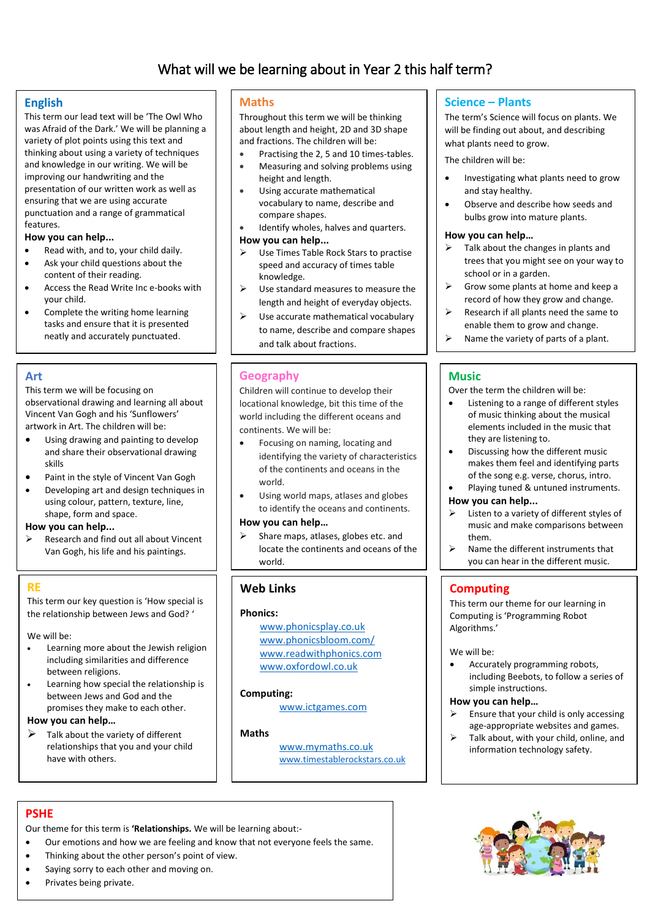# What will we be learning about in Year 2 this half term?

## English

This term our lead text will be 'The Owl Who was Afraid of the Dark.' We will be planning a variety of plot points using this text and thinking about using a variety of techniques and knowledge in our writing. We will be improving our handwriting and the presentation of our written work as well as ensuring that we are using accurate punctuation and a range of grammatical features.

**How you can help...**

- Read with, and to, your child daily.
- Ask your child questions about the content of their reading.
- Access the Read Write Inc e-books with your child.
- Complete the writing home learning tasks and ensure that it is presented neatly and accurately punctuated.

## Maths

Throughout this term we will be thinking about length and height, 2D and 3D shape and fractions. The children will be:

- Practising the 2, 5 and 10 times-tables.
- Measuring and solving problems using height and length.
- Using accurate mathematical vocabulary to name, describe and compare shapes.
- Identify wholes, halves and quarters.

**How you can help...**

- Use Times Table Rock Stars to practise speed and accuracy of times table knowledge.
- Use standard measures to measure the length and height of everyday objects.
- Use accurate mathematical vocabulary to name, describe and compare shapes and talk about fractions.

## Science – Plants

The term's Science will focus on plants. We will be finding out about, and describing what plants need to grow.

The children will be:

- Investigating what plants need to grow and stay healthy.
- Observe and describe how seeds and bulbs grow into mature plants.

**How you can help…**

- Talk about the changes in plants and trees that you might see on your way to school or in a garden.
- Grow some plants at home and keep a record of how they grow and change.
- Research if all plants need the same to enable them to grow and change.
- Name the variety of parts of a plant.

## Art

This term we will be focusing on observational drawing and learning all about Vincent Van Gogh and his 'Sunflowers' artwork in Art. The children will be:

- Using drawing and painting to develop and share their observational drawing skills
- Paint in the style of Vincent Van Gogh
- Developing art and design techniques in using colour, pattern, texture, line, shape, form and space.

**How you can help...**

- Research and find out all about Vincent Van Gogh, his life and his paintings.

## Geography

Children will continue to develop their locational knowledge, bit this time of the world including the different oceans and continents. We will be:

- Focusing on naming, locating and identifying the variety of characteristics of the continents and oceans in the world.
- Using world maps, atlases and globes to identify the oceans and continents.

**How you can help…**

- Share maps, atlases, globes etc. and locate the continents and oceans of the world.

## Music

Over the term the children will be:

- Listening to a range of different styles of music thinking about the musical elements included in the music that they are listening to.
- Discussing how the different music makes them feel and identifying parts of the song e.g. verse, chorus, intro.
- Playing tuned & untuned instruments.

**How you can help...**

- Listen to a variety of different styles of music and make comparisons between them.
- Name the different instruments that you can hear in the different music.

## RE

This term our key question is 'How special is the relationship between Jews and God? '

We will be:

- Learning more about the Jewish religion including similarities and difference between religions.
- Learning how special the relationship is between Jews and God and the promises they make to each other.

**How you can help…**

- Talk about the variety of different relationships that you and your child have with others.

## Web Links

**Phonics:**

www.phonicsplay.co.uk
www.phonicsbloom.com/
www.readwithphonics.com
www.oxfordowl.co.uk

**Computing:**

www.ictgames.com

**Maths**

www.mymaths.co.uk
www.timestablerockstars.co.uk

## Computing

This term our theme for our learning in Computing is 'Programming Robot Algorithms.'

We will be:

- Accurately programming robots, including Beebots, to follow a series of simple instructions.

**How you can help…**

- Ensure that your child is only accessing age-appropriate websites and games.
- Talk about, with your child, online, and information technology safety.

## PSHE

Our theme for this term is **'Relationships.** We will be learning about:-

- Our emotions and how we are feeling and know that not everyone feels the same.
- Thinking about the other person's point of view.
- Saying sorry to each other and moving on.
- Privates being private.